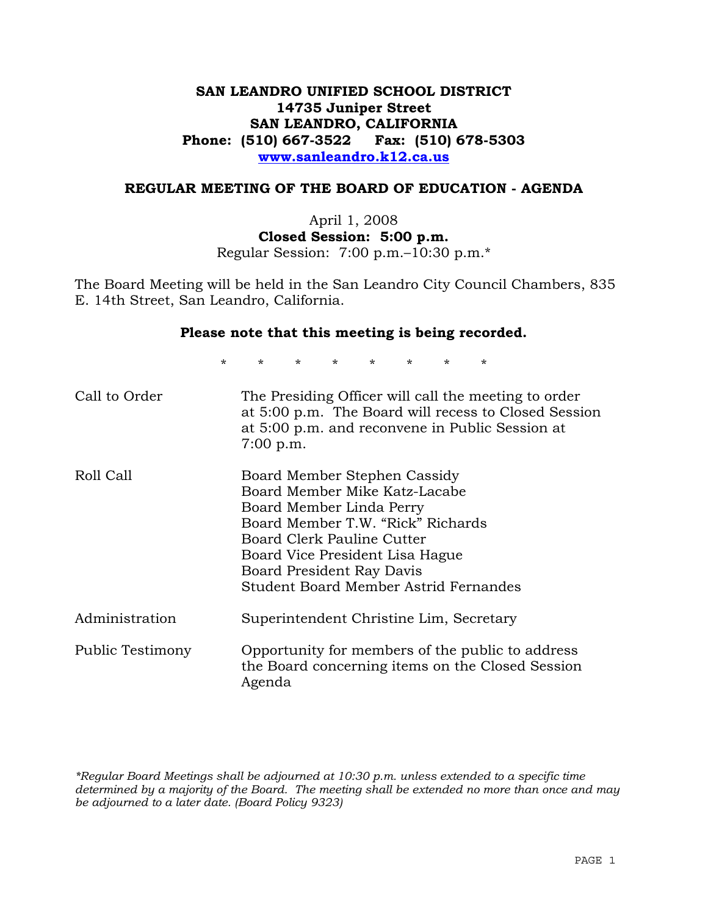# SAN LEANDRO UNIFIED SCHOOL DISTRICT
**14735 Juniper Street**
**SAN LEANDRO, CALIFORNIA**
**Phone: (510) 667-3522 Fax: (510) 678-5303**
**www.sanleandro.k12.ca.us**

## REGULAR MEETING OF THE BOARD OF EDUCATION - AGENDA

April 1, 2008
**Closed Session: 5:00 p.m.**
Regular Session: 7:00 p.m.–10:30 p.m.*

The Board Meeting will be held in the San Leandro City Council Chambers, 835 E. 14th Street, San Leandro, California.

**Please note that this meeting is being recorded.**

\* \* \* \* \* \* \* \*

| | |
|---|---|
| Call to Order | The Presiding Officer will call the meeting to order at 5:00 p.m. The Board will recess to Closed Session at 5:00 p.m. and reconvene in Public Session at 7:00 p.m. |
| Roll Call | Board Member Stephen Cassidy<br>Board Member Mike Katz-Lacabe<br>Board Member Linda Perry<br>Board Member T.W. "Rick" Richards<br>Board Clerk Pauline Cutter<br>Board Vice President Lisa Hague<br>Board President Ray Davis<br>Student Board Member Astrid Fernandes |
| Administration | Superintendent Christine Lim, Secretary |
| Public Testimony | Opportunity for members of the public to address the Board concerning items on the Closed Session Agenda |

*\*Regular Board Meetings shall be adjourned at 10:30 p.m. unless extended to a specific time determined by a majority of the Board. The meeting shall be extended no more than once and may be adjourned to a later date. (Board Policy 9323)*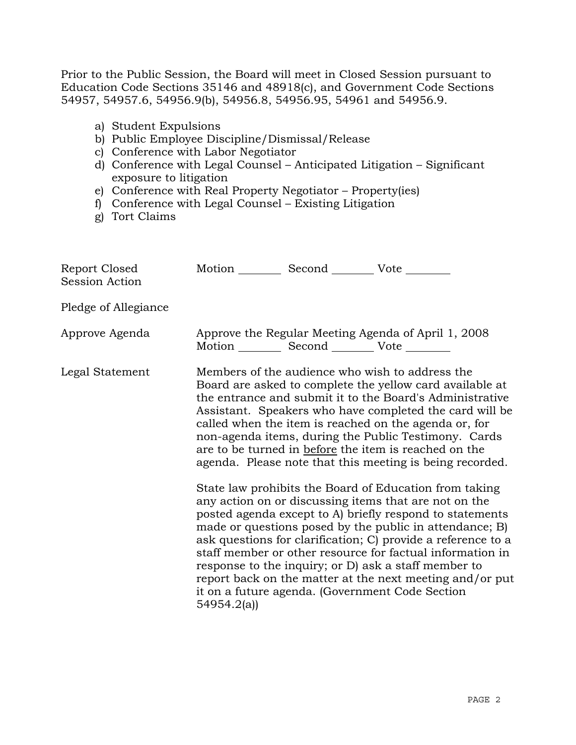Prior to the Public Session, the Board will meet in Closed Session pursuant to Education Code Sections 35146 and 48918(c), and Government Code Sections 54957, 54957.6, 54956.9(b), 54956.8, 54956.95, 54961 and 54956.9.

a) Student Expulsions
b) Public Employee Discipline/Dismissal/Release
c) Conference with Labor Negotiator
d) Conference with Legal Counsel – Anticipated Litigation – Significant exposure to litigation
e) Conference with Real Property Negotiator – Property(ies)
f) Conference with Legal Counsel – Existing Litigation
g) Tort Claims

Report Closed Session Action — Motion ________ Second ________ Vote ________

Pledge of Allegiance

Approve Agenda — Approve the Regular Meeting Agenda of April 1, 2008
Motion ________ Second ________ Vote ________

Legal Statement — Members of the audience who wish to address the Board are asked to complete the yellow card available at the entrance and submit it to the Board's Administrative Assistant. Speakers who have completed the card will be called when the item is reached on the agenda or, for non-agenda items, during the Public Testimony. Cards are to be turned in <u>before</u> the item is reached on the agenda. Please note that this meeting is being recorded.

State law prohibits the Board of Education from taking any action on or discussing items that are not on the posted agenda except to A) briefly respond to statements made or questions posed by the public in attendance; B) ask questions for clarification; C) provide a reference to a staff member or other resource for factual information in response to the inquiry; or D) ask a staff member to report back on the matter at the next meeting and/or put it on a future agenda. (Government Code Section 54954.2(a))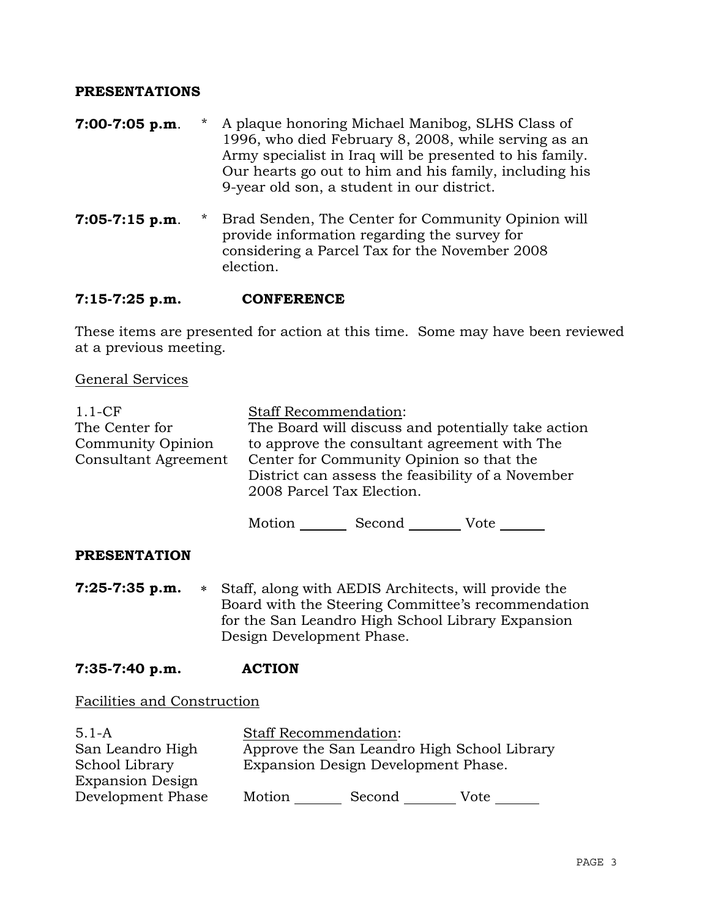## PRESENTATIONS

**7:00-7:05 p.m**. * A plaque honoring Michael Manibog, SLHS Class of 1996, who died February 8, 2008, while serving as an Army specialist in Iraq will be presented to his family. Our hearts go out to him and his family, including his 9-year old son, a student in our district.

**7:05-7:15 p.m**. * Brad Senden, The Center for Community Opinion will provide information regarding the survey for considering a Parcel Tax for the November 2008 election.

## 7:15-7:25 p.m. CONFERENCE

These items are presented for action at this time. Some may have been reviewed at a previous meeting.

General Services

1.1-CF
The Center for Community Opinion Consultant Agreement

Staff Recommendation:
The Board will discuss and potentially take action to approve the consultant agreement with The Center for Community Opinion so that the District can assess the feasibility of a November 2008 Parcel Tax Election.

Motion _______ Second ________ Vote ______

## PRESENTATION

**7:25-7:35 p.m.** * Staff, along with AEDIS Architects, will provide the Board with the Steering Committee's recommendation for the San Leandro High School Library Expansion Design Development Phase.

## 7:35-7:40 p.m. ACTION

Facilities and Construction

5.1-A
San Leandro High School Library Expansion Design Development Phase

Staff Recommendation:
Approve the San Leandro High School Library Expansion Design Development Phase.

Motion _______ Second ________ Vote ______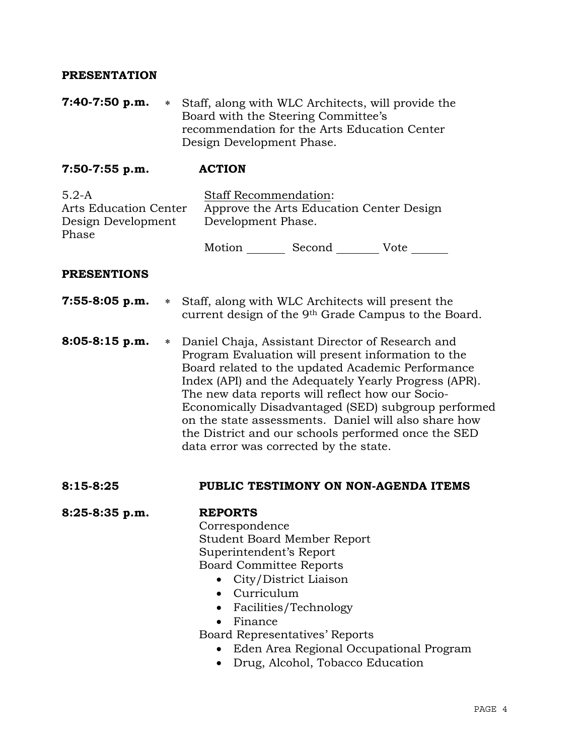**PRESENTATION**

**7:40-7:50 p.m.** * Staff, along with WLC Architects, will provide the Board with the Steering Committee's recommendation for the Arts Education Center Design Development Phase.

**7:50-7:55 p.m.** **ACTION**

5.2-A
Arts Education Center Design Development Phase

Staff Recommendation:
Approve the Arts Education Center Design Development Phase.

Motion _______ Second _______ Vote _______

**PRESENTIONS**

**7:55-8:05 p.m.** * Staff, along with WLC Architects will present the current design of the 9th Grade Campus to the Board.

**8:05-8:15 p.m.** * Daniel Chaja, Assistant Director of Research and Program Evaluation will present information to the Board related to the updated Academic Performance Index (API) and the Adequately Yearly Progress (APR). The new data reports will reflect how our Socio-Economically Disadvantaged (SED) subgroup performed on the state assessments. Daniel will also share how the District and our schools performed once the SED data error was corrected by the state.

**8:15-8:25** **PUBLIC TESTIMONY ON NON-AGENDA ITEMS**

**8:25-8:35 p.m.** **REPORTS**

Correspondence
Student Board Member Report
Superintendent's Report
Board Committee Reports

- City/District Liaison
- Curriculum
- Facilities/Technology
- Finance

Board Representatives' Reports

- Eden Area Regional Occupational Program
- Drug, Alcohol, Tobacco Education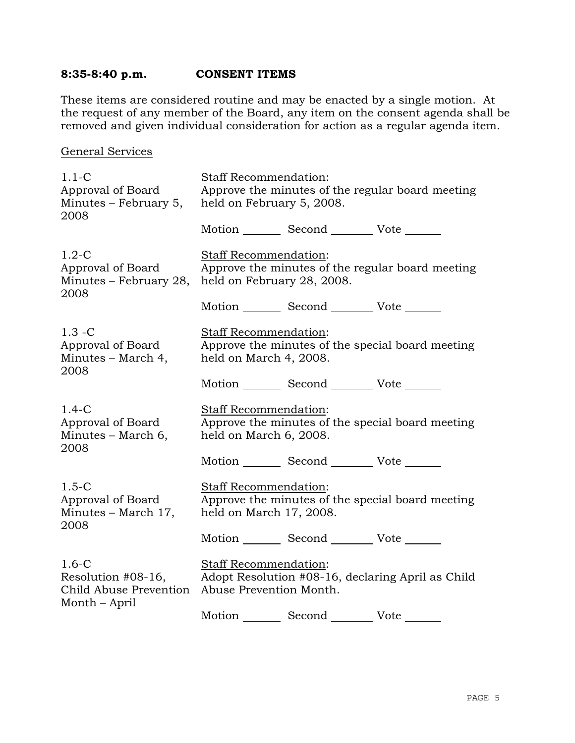**8:35-8:40 p.m. CONSENT ITEMS**

These items are considered routine and may be enacted by a single motion. At the request of any member of the Board, any item on the consent agenda shall be removed and given individual consideration for action as a regular agenda item.

General Services

| Item | Staff Recommendation |
|---|---|
| 1.1-C<br>Approval of Board Minutes – February 5, 2008 | Staff Recommendation:<br>Approve the minutes of the regular board meeting held on February 5, 2008.<br><br>Motion _______ Second _______ Vote _______ |
| 1.2-C<br>Approval of Board Minutes – February 28, 2008 | Staff Recommendation:<br>Approve the minutes of the regular board meeting held on February 28, 2008.<br><br>Motion _______ Second _______ Vote _______ |
| 1.3 -C<br>Approval of Board Minutes – March 4, 2008 | Staff Recommendation:<br>Approve the minutes of the special board meeting held on March 4, 2008.<br><br>Motion _______ Second _______ Vote _______ |
| 1.4-C<br>Approval of Board Minutes – March 6, 2008 | Staff Recommendation:<br>Approve the minutes of the special board meeting held on March 6, 2008.<br><br>Motion _______ Second _______ Vote _______ |
| 1.5-C<br>Approval of Board Minutes – March 17, 2008 | Staff Recommendation:<br>Approve the minutes of the special board meeting held on March 17, 2008.<br><br>Motion _______ Second _______ Vote _______ |
| 1.6-C<br>Resolution #08-16, Child Abuse Prevention Month – April | Staff Recommendation:<br>Adopt Resolution #08-16, declaring April as Child Abuse Prevention Month.<br><br>Motion _______ Second _______ Vote _______ |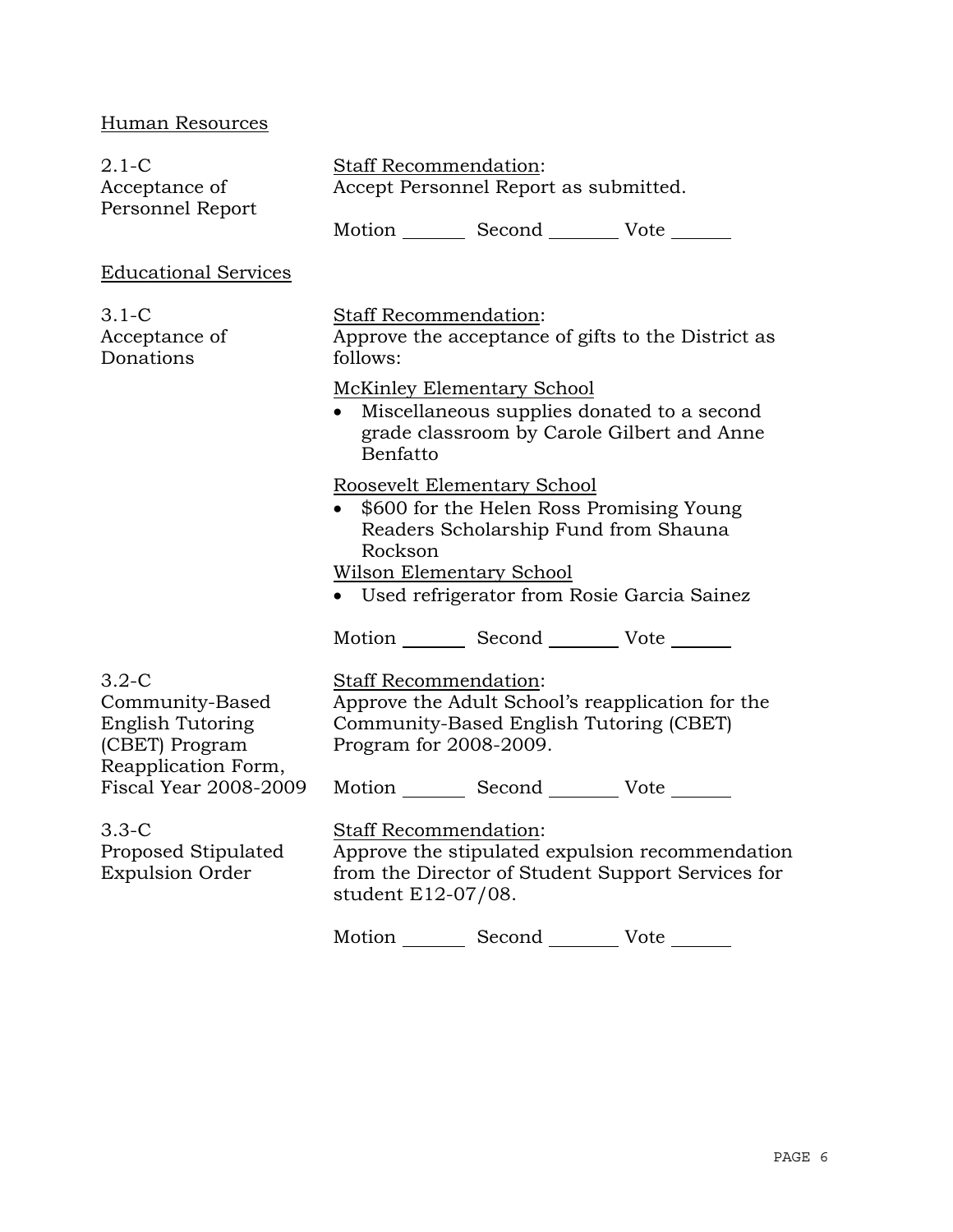Human Resources

2.1-C
Acceptance of Personnel Report

Staff Recommendation:
Accept Personnel Report as submitted.

Motion _______ Second _______ Vote _______

Educational Services

3.1-C
Acceptance of Donations

Staff Recommendation:
Approve the acceptance of gifts to the District as follows:

McKinley Elementary School

- Miscellaneous supplies donated to a second grade classroom by Carole Gilbert and Anne Benfatto

Roosevelt Elementary School

- $600 for the Helen Ross Promising Young Readers Scholarship Fund from Shauna Rockson

Wilson Elementary School

- Used refrigerator from Rosie Garcia Sainez

Motion _______ Second _______ Vote _______

3.2-C
Community-Based English Tutoring (CBET) Program Reapplication Form, Fiscal Year 2008-2009

Staff Recommendation:
Approve the Adult School's reapplication for the Community-Based English Tutoring (CBET) Program for 2008-2009.

Motion _______ Second _______ Vote _______

3.3-C
Proposed Stipulated Expulsion Order

Staff Recommendation:
Approve the stipulated expulsion recommendation from the Director of Student Support Services for student E12-07/08.

Motion _______ Second _______ Vote _______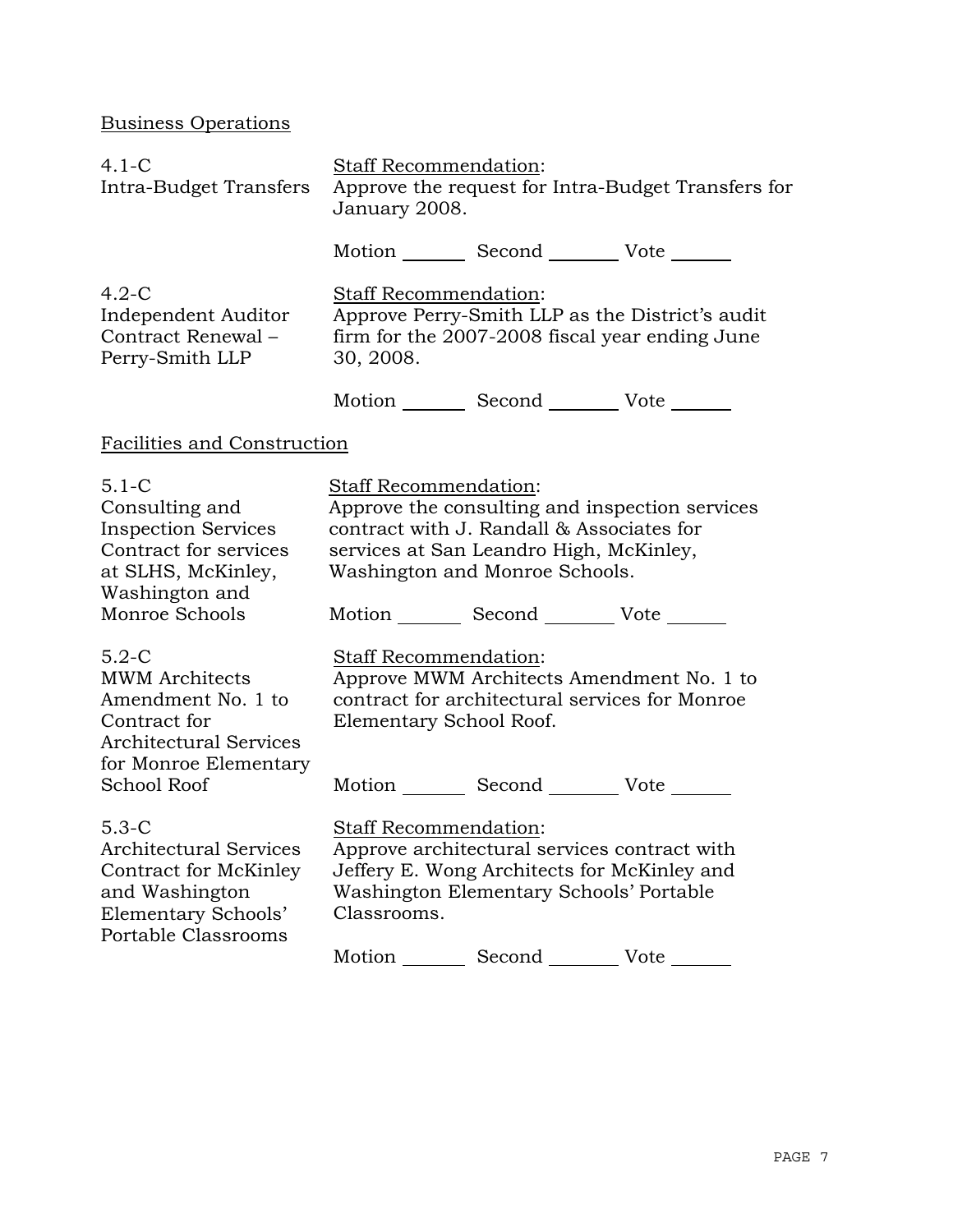## Business Operations

**4.1-C**
**Intra-Budget Transfers**

Staff Recommendation:
Approve the request for Intra-Budget Transfers for January 2008.

Motion _______ Second _______ Vote _______

**4.2-C**
**Independent Auditor Contract Renewal – Perry-Smith LLP**

Staff Recommendation:
Approve Perry-Smith LLP as the District's audit firm for the 2007-2008 fiscal year ending June 30, 2008.

Motion _______ Second _______ Vote _______

## Facilities and Construction

**5.1-C**
**Consulting and Inspection Services Contract for services at SLHS, McKinley, Washington and Monroe Schools**

Staff Recommendation:
Approve the consulting and inspection services contract with J. Randall & Associates for services at San Leandro High, McKinley, Washington and Monroe Schools.

Motion _______ Second _______ Vote _______

**5.2-C**
**MWM Architects Amendment No. 1 to Contract for Architectural Services for Monroe Elementary School Roof**

Staff Recommendation:
Approve MWM Architects Amendment No. 1 to contract for architectural services for Monroe Elementary School Roof.

Motion _______ Second _______ Vote _______

**5.3-C**
**Architectural Services Contract for McKinley and Washington Elementary Schools' Portable Classrooms**

Staff Recommendation:
Approve architectural services contract with Jeffery E. Wong Architects for McKinley and Washington Elementary Schools' Portable Classrooms.

Motion _______ Second _______ Vote _______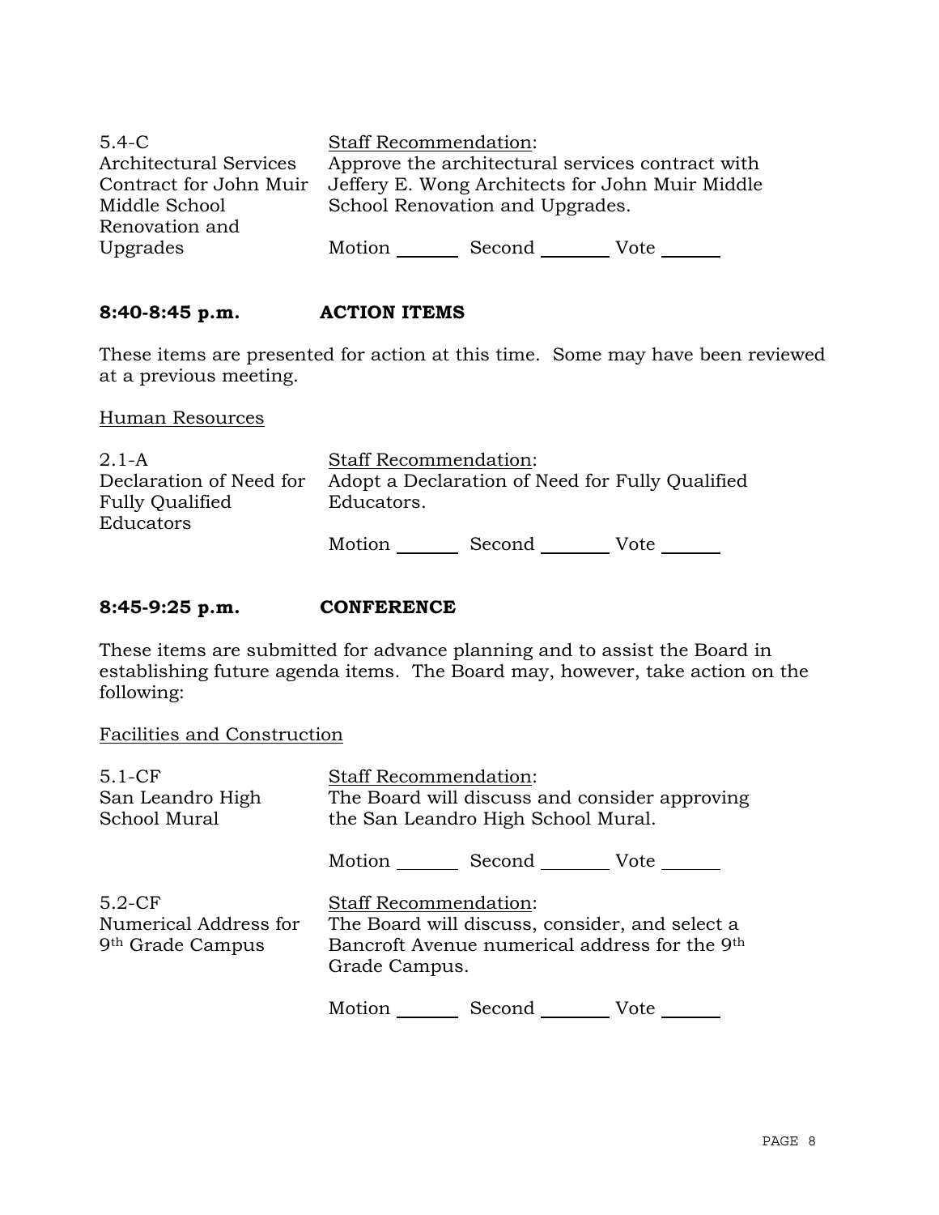| | |
|---|---|
| 5.4-C<br>Architectural Services Contract for John Muir Middle School Renovation and Upgrades | Staff Recommendation:<br>Approve the architectural services contract with Jeffery E. Wong Architects for John Muir Middle School Renovation and Upgrades.<br><br>Motion _______ Second _______ Vote ______ |

## 8:40-8:45 p.m. ACTION ITEMS

These items are presented for action at this time. Some may have been reviewed at a previous meeting.

Human Resources

| | |
|---|---|
| 2.1-A<br>Declaration of Need for Fully Qualified Educators | Staff Recommendation:<br>Adopt a Declaration of Need for Fully Qualified Educators.<br><br>Motion _______ Second _______ Vote ______ |

## 8:45-9:25 p.m. CONFERENCE

These items are submitted for advance planning and to assist the Board in establishing future agenda items. The Board may, however, take action on the following:

Facilities and Construction

| | |
|---|---|
| 5.1-CF<br>San Leandro High School Mural | Staff Recommendation:<br>The Board will discuss and consider approving the San Leandro High School Mural.<br><br>Motion _______ Second _______ Vote ______ |
| 5.2-CF<br>Numerical Address for 9th Grade Campus | Staff Recommendation:<br>The Board will discuss, consider, and select a Bancroft Avenue numerical address for the 9th Grade Campus.<br><br>Motion _______ Second _______ Vote ______ |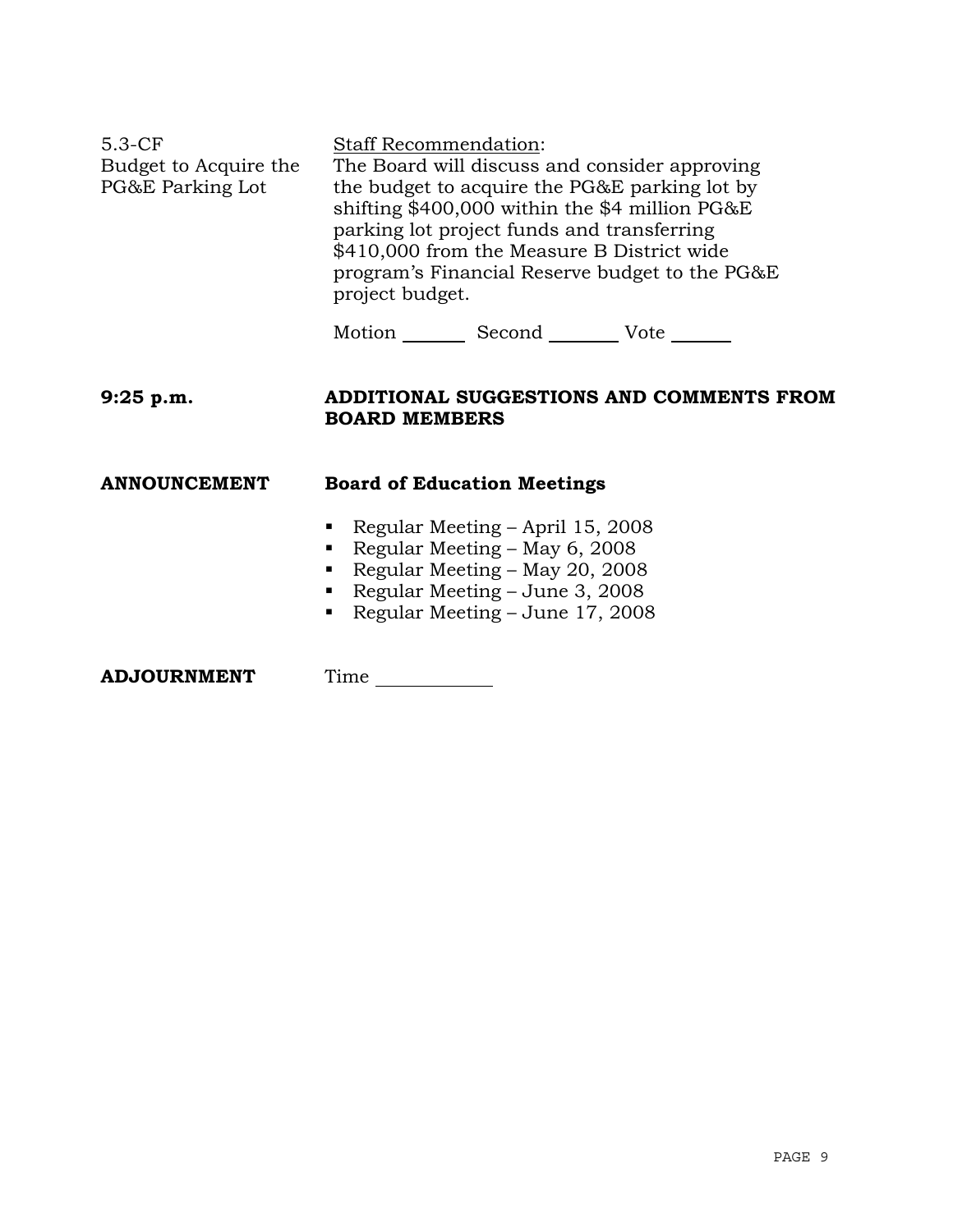5.3-CF
Budget to Acquire the PG&E Parking Lot

Staff Recommendation:
The Board will discuss and consider approving the budget to acquire the PG&E parking lot by shifting $400,000 within the $4 million PG&E parking lot project funds and transferring $410,000 from the Measure B District wide program's Financial Reserve budget to the PG&E project budget.

Motion _______ Second _______ Vote _______

**9:25 p.m.** **ADDITIONAL SUGGESTIONS AND COMMENTS FROM BOARD MEMBERS**

**ANNOUNCEMENT** **Board of Education Meetings**

- Regular Meeting – April 15, 2008
- Regular Meeting – May 6, 2008
- Regular Meeting – May 20, 2008
- Regular Meeting – June 3, 2008
- Regular Meeting – June 17, 2008

**ADJOURNMENT** Time ___________